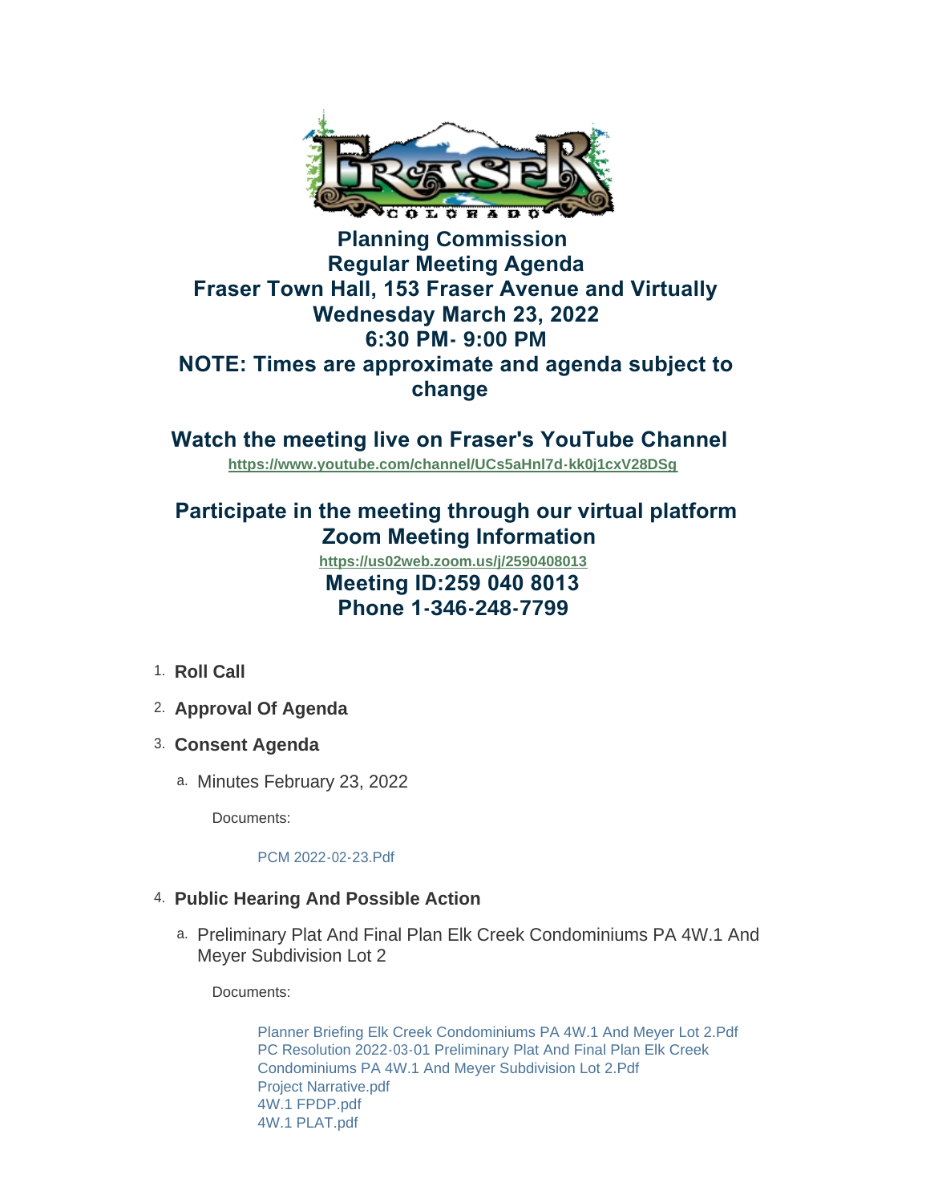# Planning Commission
# Regular Meeting Agenda
# Fraser Town Hall, 153 Fraser Avenue and Virtually
# Wednesday March 23, 2022
# 6:30 PM- 9:00 PM
# NOTE: Times are approximate and agenda subject to change

## Watch the meeting live on Fraser's YouTube Channel

https://www.youtube.com/channel/UCs5aHnl7d-kk0j1cxV28DSg

## Participate in the meeting through our virtual platform
## Zoom Meeting Information

https://us02web.zoom.us/j/2590408013

## Meeting ID:259 040 8013
## Phone 1-346-248-7799

1. **Roll Call**
2. **Approval Of Agenda**
3. **Consent Agenda**
   a. Minutes February 23, 2022

      Documents:

      PCM 2022-02-23.Pdf

4. **Public Hearing And Possible Action**
   a. Preliminary Plat And Final Plan Elk Creek Condominiums PA 4W.1 And Meyer Subdivision Lot 2

      Documents:

      Planner Briefing Elk Creek Condominiums PA 4W.1 And Meyer Lot 2.Pdf
      PC Resolution 2022-03-01 Preliminary Plat And Final Plan Elk Creek Condominiums PA 4W.1 And Meyer Subdivision Lot 2.Pdf
      Project Narrative.pdf
      4W.1 FPDP.pdf
      4W.1 PLAT.pdf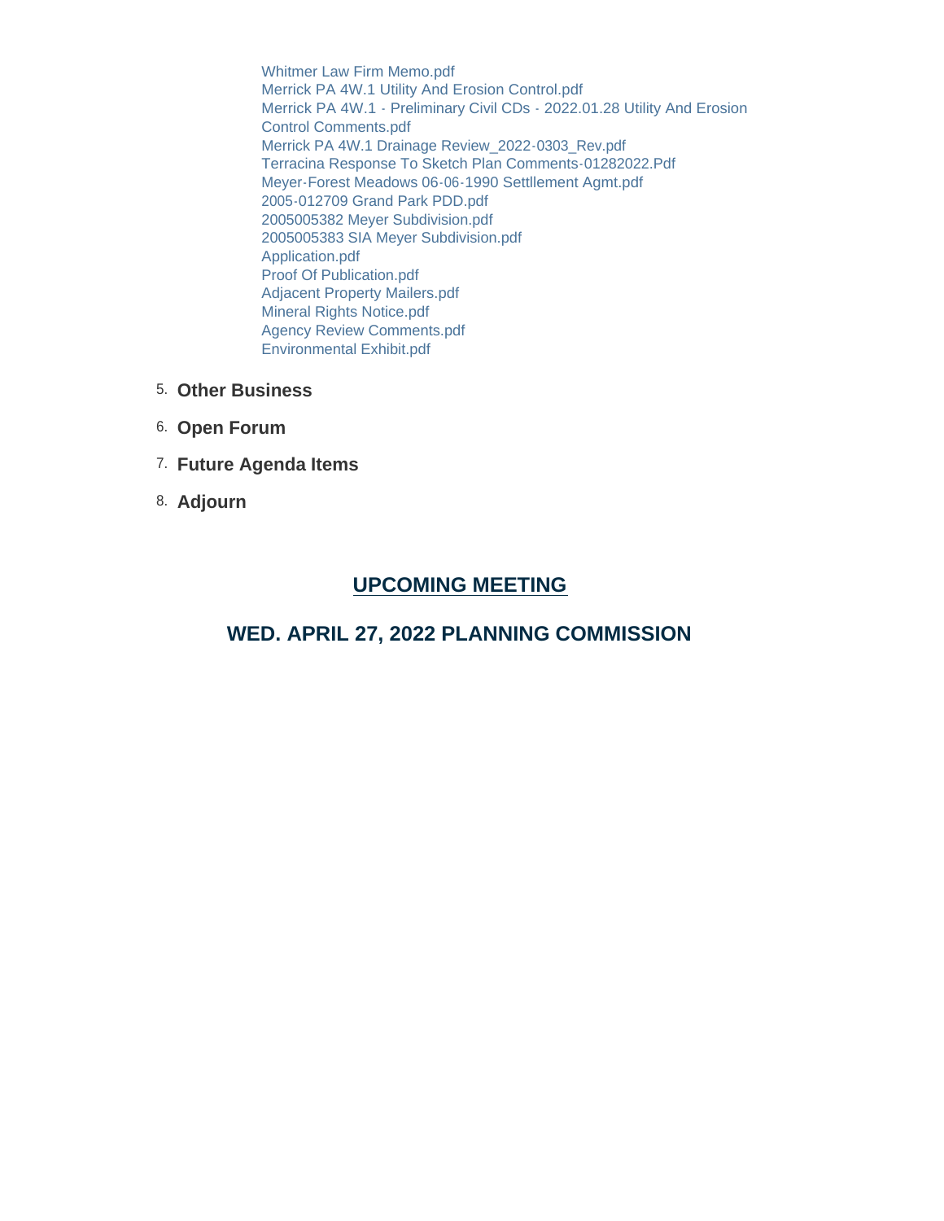Whitmer Law Firm Memo.pdf
Merrick PA 4W.1 Utility And Erosion Control.pdf
Merrick PA 4W.1 - Preliminary Civil CDs - 2022.01.28 Utility And Erosion Control Comments.pdf
Merrick PA 4W.1 Drainage Review_2022-0303_Rev.pdf
Terracina Response To Sketch Plan Comments-01282022.Pdf
Meyer-Forest Meadows 06-06-1990 Settllement Agmt.pdf
2005-012709 Grand Park PDD.pdf
2005005382 Meyer Subdivision.pdf
2005005383 SIA Meyer Subdivision.pdf
Application.pdf
Proof Of Publication.pdf
Adjacent Property Mailers.pdf
Mineral Rights Notice.pdf
Agency Review Comments.pdf
Environmental Exhibit.pdf

5. **Other Business**
6. **Open Forum**
7. **Future Agenda Items**
8. **Adjourn**

## UPCOMING MEETING

## WED. APRIL 27, 2022 PLANNING COMMISSION